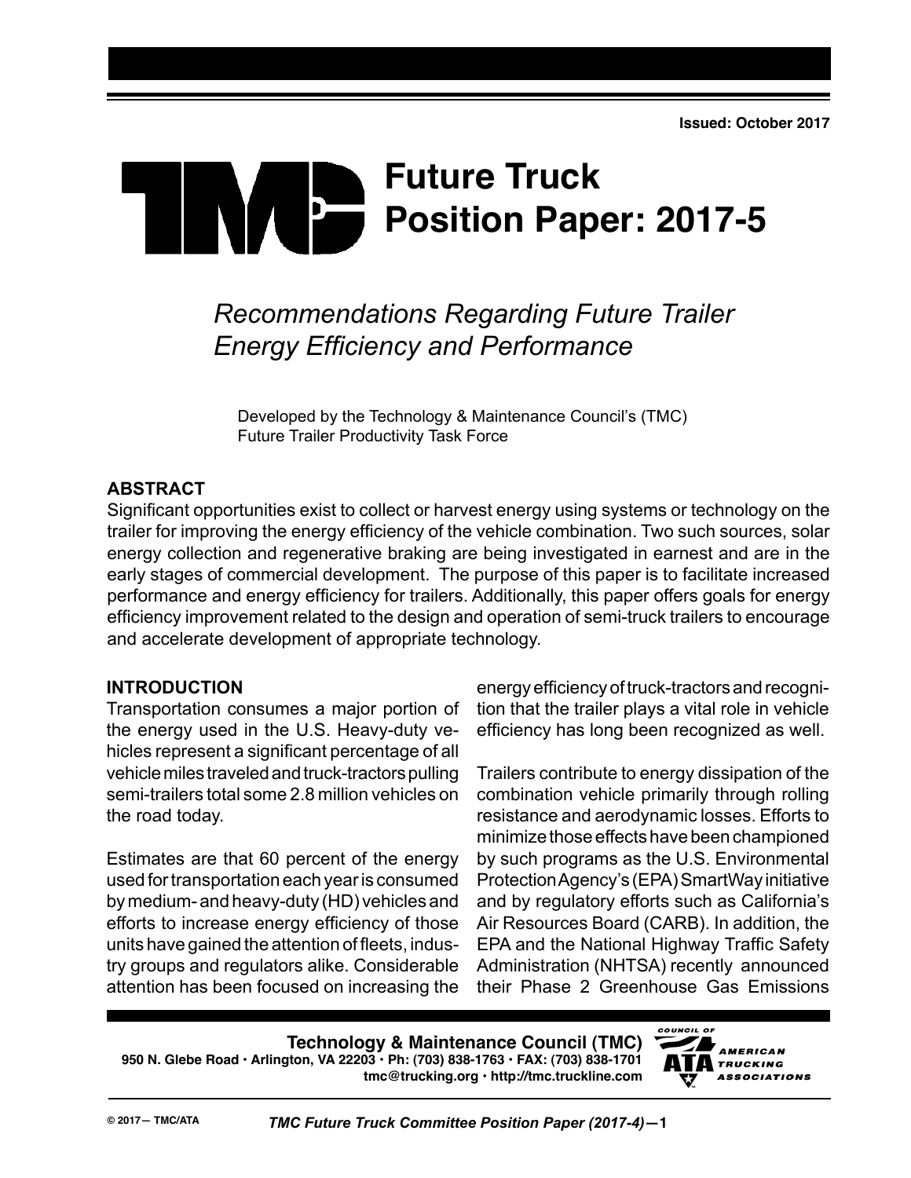Issued: October 2017

# TMC Future Truck Position Paper: 2017-5

## *Recommendations Regarding Future Trailer Energy Efficiency and Performance*

Developed by the Technology & Maintenance Council's (TMC) Future Trailer Productivity Task Force

### ABSTRACT

Significant opportunities exist to collect or harvest energy using systems or technology on the trailer for improving the energy efficiency of the vehicle combination. Two such sources, solar energy collection and regenerative braking are being investigated in earnest and are in the early stages of commercial development. The purpose of this paper is to facilitate increased performance and energy efficiency for trailers. Additionally, this paper offers goals for energy efficiency improvement related to the design and operation of semi-truck trailers to encourage and accelerate development of appropriate technology.

### INTRODUCTION

Transportation consumes a major portion of the energy used in the U.S. Heavy-duty vehicles represent a significant percentage of all vehicle miles traveled and truck-tractors pulling semi-trailers total some 2.8 million vehicles on the road today.

Estimates are that 60 percent of the energy used for transportation each year is consumed by medium- and heavy-duty (HD) vehicles and efforts to increase energy efficiency of those units have gained the attention of fleets, industry groups and regulators alike. Considerable attention has been focused on increasing the energy efficiency of truck-tractors and recognition that the trailer plays a vital role in vehicle efficiency has long been recognized as well.

Trailers contribute to energy dissipation of the combination vehicle primarily through rolling resistance and aerodynamic losses. Efforts to minimize those effects have been championed by such programs as the U.S. Environmental Protection Agency's (EPA) SmartWay initiative and by regulatory efforts such as California's Air Resources Board (CARB). In addition, the EPA and the National Highway Traffic Safety Administration (NHTSA) recently announced their Phase 2 Greenhouse Gas Emissions

**Technology & Maintenance Council (TMC)**
**950 N. Glebe Road • Arlington, VA 22203 • Ph: (703) 838-1763 • FAX: (703) 838-1701**
**tmc@trucking.org • http://tmc.truckline.com**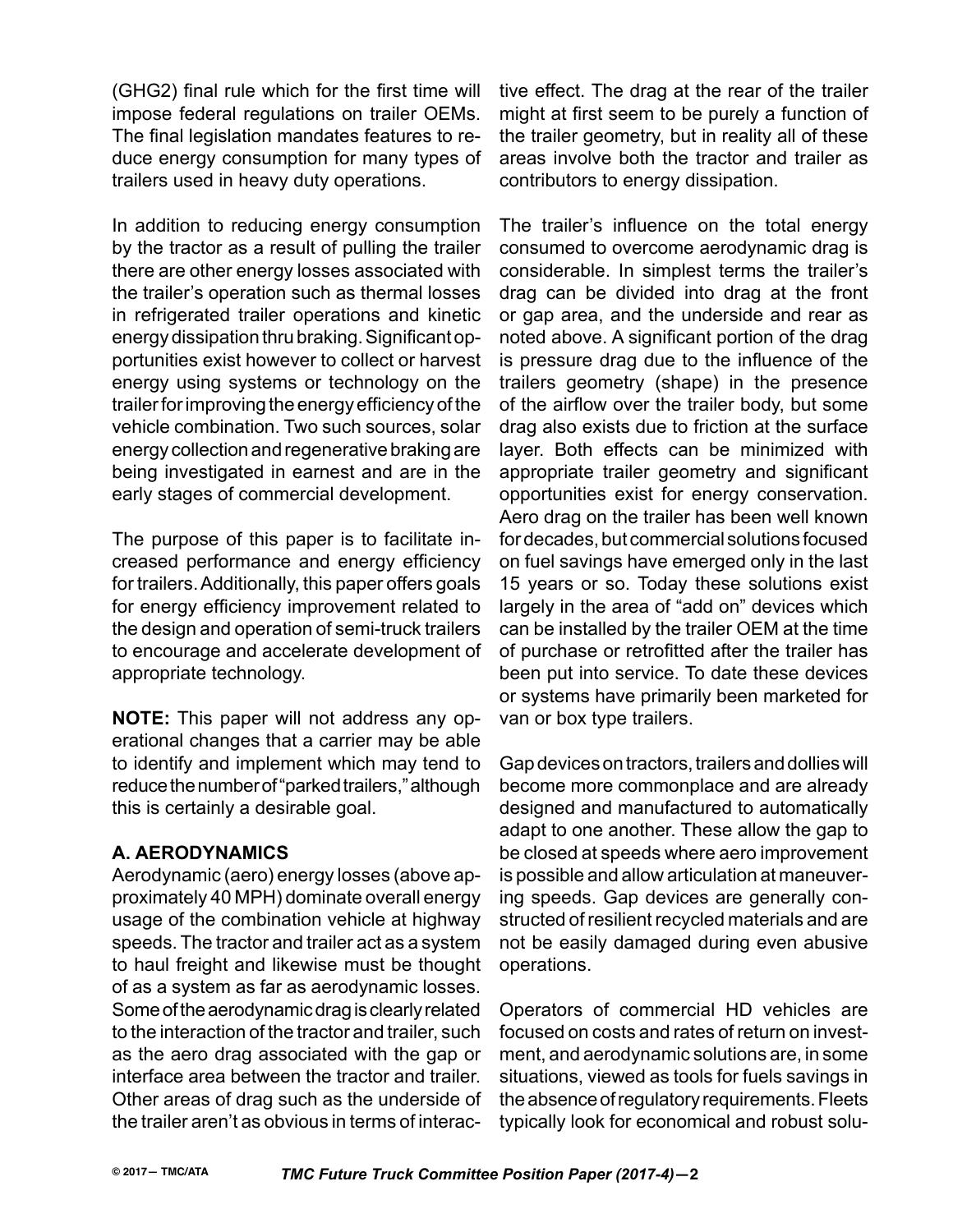(GHG2) final rule which for the first time will impose federal regulations on trailer OEMs. The final legislation mandates features to reduce energy consumption for many types of trailers used in heavy duty operations.

In addition to reducing energy consumption by the tractor as a result of pulling the trailer there are other energy losses associated with the trailer's operation such as thermal losses in refrigerated trailer operations and kinetic energy dissipation thru braking. Significant opportunities exist however to collect or harvest energy using systems or technology on the trailer for improving the energy efficiency of the vehicle combination. Two such sources, solar energy collection and regenerative braking are being investigated in earnest and are in the early stages of commercial development.

The purpose of this paper is to facilitate increased performance and energy efficiency for trailers. Additionally, this paper offers goals for energy efficiency improvement related to the design and operation of semi-truck trailers to encourage and accelerate development of appropriate technology.

**NOTE:** This paper will not address any operational changes that a carrier may be able to identify and implement which may tend to reduce the number of "parked trailers," although this is certainly a desirable goal.

## A. AERODYNAMICS

Aerodynamic (aero) energy losses (above approximately 40 MPH) dominate overall energy usage of the combination vehicle at highway speeds. The tractor and trailer act as a system to haul freight and likewise must be thought of as a system as far as aerodynamic losses. Some of the aerodynamic drag is clearly related to the interaction of the tractor and trailer, such as the aero drag associated with the gap or interface area between the tractor and trailer. Other areas of drag such as the underside of the trailer aren't as obvious in terms of interactive effect. The drag at the rear of the trailer might at first seem to be purely a function of the trailer geometry, but in reality all of these areas involve both the tractor and trailer as contributors to energy dissipation.

The trailer's influence on the total energy consumed to overcome aerodynamic drag is considerable. In simplest terms the trailer's drag can be divided into drag at the front or gap area, and the underside and rear as noted above. A significant portion of the drag is pressure drag due to the influence of the trailers geometry (shape) in the presence of the airflow over the trailer body, but some drag also exists due to friction at the surface layer. Both effects can be minimized with appropriate trailer geometry and significant opportunities exist for energy conservation. Aero drag on the trailer has been well known for decades, but commercial solutions focused on fuel savings have emerged only in the last 15 years or so. Today these solutions exist largely in the area of "add on" devices which can be installed by the trailer OEM at the time of purchase or retrofitted after the trailer has been put into service. To date these devices or systems have primarily been marketed for van or box type trailers.

Gap devices on tractors, trailers and dollies will become more commonplace and are already designed and manufactured to automatically adapt to one another. These allow the gap to be closed at speeds where aero improvement is possible and allow articulation at maneuvering speeds. Gap devices are generally constructed of resilient recycled materials and are not be easily damaged during even abusive operations.

Operators of commercial HD vehicles are focused on costs and rates of return on investment, and aerodynamic solutions are, in some situations, viewed as tools for fuels savings in the absence of regulatory requirements. Fleets typically look for economical and robust solu-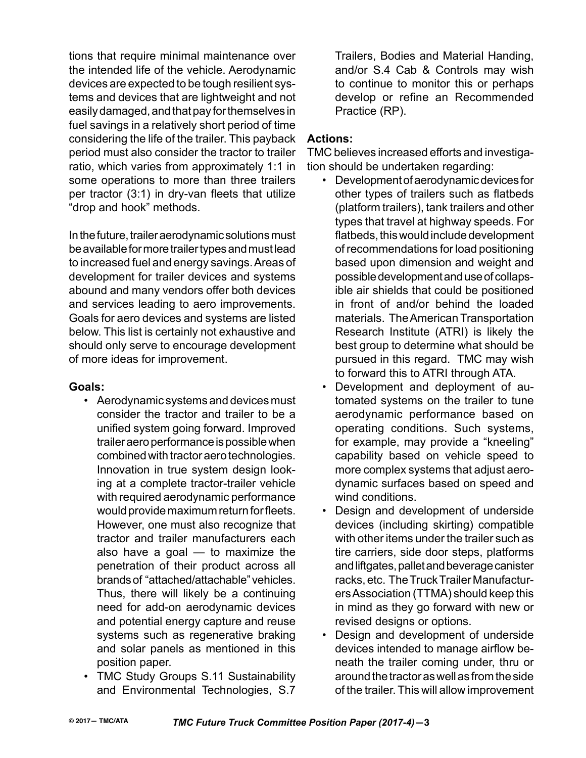tions that require minimal maintenance over the intended life of the vehicle. Aerodynamic devices are expected to be tough resilient systems and devices that are lightweight and not easily damaged, and that pay for themselves in fuel savings in a relatively short period of time considering the life of the trailer. This payback period must also consider the tractor to trailer ratio, which varies from approximately 1:1 in some operations to more than three trailers per tractor (3:1) in dry-van fleets that utilize "drop and hook" methods.

In the future, trailer aerodynamic solutions must be available for more trailer types and must lead to increased fuel and energy savings. Areas of development for trailer devices and systems abound and many vendors offer both devices and services leading to aero improvements. Goals for aero devices and systems are listed below. This list is certainly not exhaustive and should only serve to encourage development of more ideas for improvement.

**Goals:**

- Aerodynamic systems and devices must consider the tractor and trailer to be a unified system going forward. Improved trailer aero performance is possible when combined with tractor aero technologies. Innovation in true system design looking at a complete tractor-trailer vehicle with required aerodynamic performance would provide maximum return for fleets. However, one must also recognize that tractor and trailer manufacturers each also have a goal — to maximize the penetration of their product across all brands of "attached/attachable" vehicles. Thus, there will likely be a continuing need for add-on aerodynamic devices and potential energy capture and reuse systems such as regenerative braking and solar panels as mentioned in this position paper.
- TMC Study Groups S.11 Sustainability and Environmental Technologies, S.7 Trailers, Bodies and Material Handing, and/or S.4 Cab & Controls may wish to continue to monitor this or perhaps develop or refine an Recommended Practice (RP).

**Actions:**

TMC believes increased efforts and investigation should be undertaken regarding:

- Development of aerodynamic devices for other types of trailers such as flatbeds (platform trailers), tank trailers and other types that travel at highway speeds. For flatbeds, this would include development of recommendations for load positioning based upon dimension and weight and possible development and use of collapsible air shields that could be positioned in front of and/or behind the loaded materials. The American Transportation Research Institute (ATRI) is likely the best group to determine what should be pursued in this regard. TMC may wish to forward this to ATRI through ATA.
- Development and deployment of automated systems on the trailer to tune aerodynamic performance based on operating conditions. Such systems, for example, may provide a "kneeling" capability based on vehicle speed to more complex systems that adjust aerodynamic surfaces based on speed and wind conditions.
- Design and development of underside devices (including skirting) compatible with other items under the trailer such as tire carriers, side door steps, platforms and liftgates, pallet and beverage canister racks, etc. The Truck Trailer Manufacturers Association (TTMA) should keep this in mind as they go forward with new or revised designs or options.
- Design and development of underside devices intended to manage airflow beneath the trailer coming under, thru or around the tractor as well as from the side of the trailer. This will allow improvement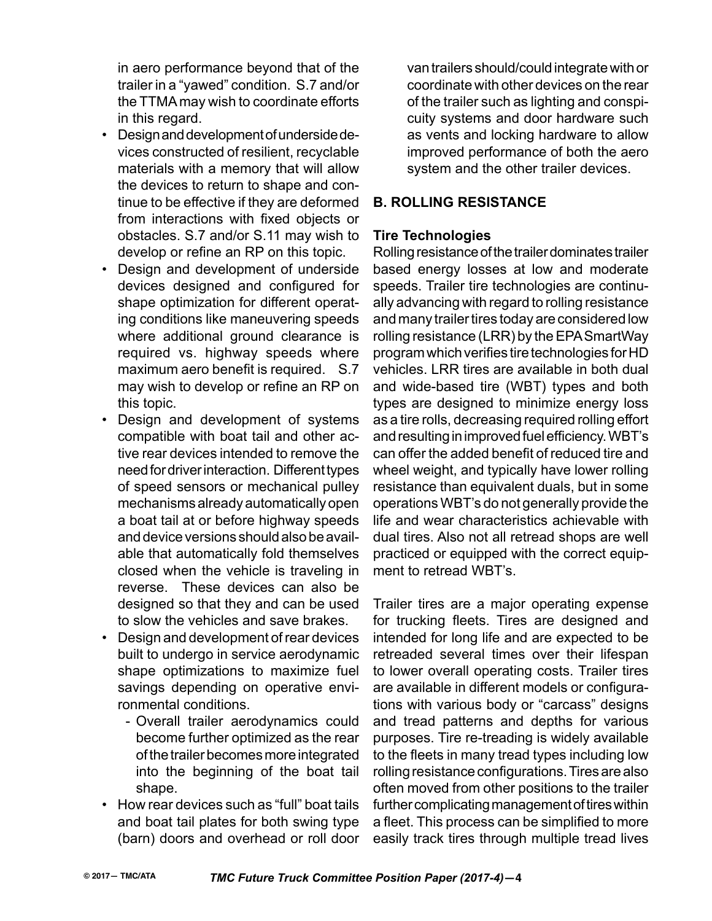in aero performance beyond that of the trailer in a "yawed" condition. S.7 and/or the TTMA may wish to coordinate efforts in this regard.

- Design and development of underside devices constructed of resilient, recyclable materials with a memory that will allow the devices to return to shape and continue to be effective if they are deformed from interactions with fixed objects or obstacles. S.7 and/or S.11 may wish to develop or refine an RP on this topic.
- Design and development of underside devices designed and configured for shape optimization for different operating conditions like maneuvering speeds where additional ground clearance is required vs. highway speeds where maximum aero benefit is required. S.7 may wish to develop or refine an RP on this topic.
- Design and development of systems compatible with boat tail and other active rear devices intended to remove the need for driver interaction. Different types of speed sensors or mechanical pulley mechanisms already automatically open a boat tail at or before highway speeds and device versions should also be available that automatically fold themselves closed when the vehicle is traveling in reverse. These devices can also be designed so that they and can be used to slow the vehicles and save brakes.
- Design and development of rear devices built to undergo in service aerodynamic shape optimizations to maximize fuel savings depending on operative environmental conditions.
  - Overall trailer aerodynamics could become further optimized as the rear of the trailer becomes more integrated into the beginning of the boat tail shape.
- How rear devices such as "full" boat tails and boat tail plates for both swing type (barn) doors and overhead or roll door van trailers should/could integrate with or coordinate with other devices on the rear of the trailer such as lighting and conspicuity systems and door hardware such as vents and locking hardware to allow improved performance of both the aero system and the other trailer devices.

## B. ROLLING RESISTANCE

### Tire Technologies

Rolling resistance of the trailer dominates trailer based energy losses at low and moderate speeds. Trailer tire technologies are continually advancing with regard to rolling resistance and many trailer tires today are considered low rolling resistance (LRR) by the EPA SmartWay program which verifies tire technologies for HD vehicles. LRR tires are available in both dual and wide-based tire (WBT) types and both types are designed to minimize energy loss as a tire rolls, decreasing required rolling effort and resulting in improved fuel efficiency. WBT's can offer the added benefit of reduced tire and wheel weight, and typically have lower rolling resistance than equivalent duals, but in some operations WBT's do not generally provide the life and wear characteristics achievable with dual tires. Also not all retread shops are well practiced or equipped with the correct equipment to retread WBT's.

Trailer tires are a major operating expense for trucking fleets. Tires are designed and intended for long life and are expected to be retreaded several times over their lifespan to lower overall operating costs. Trailer tires are available in different models or configurations with various body or "carcass" designs and tread patterns and depths for various purposes. Tire re-treading is widely available to the fleets in many tread types including low rolling resistance configurations. Tires are also often moved from other positions to the trailer further complicating management of tires within a fleet. This process can be simplified to more easily track tires through multiple tread lives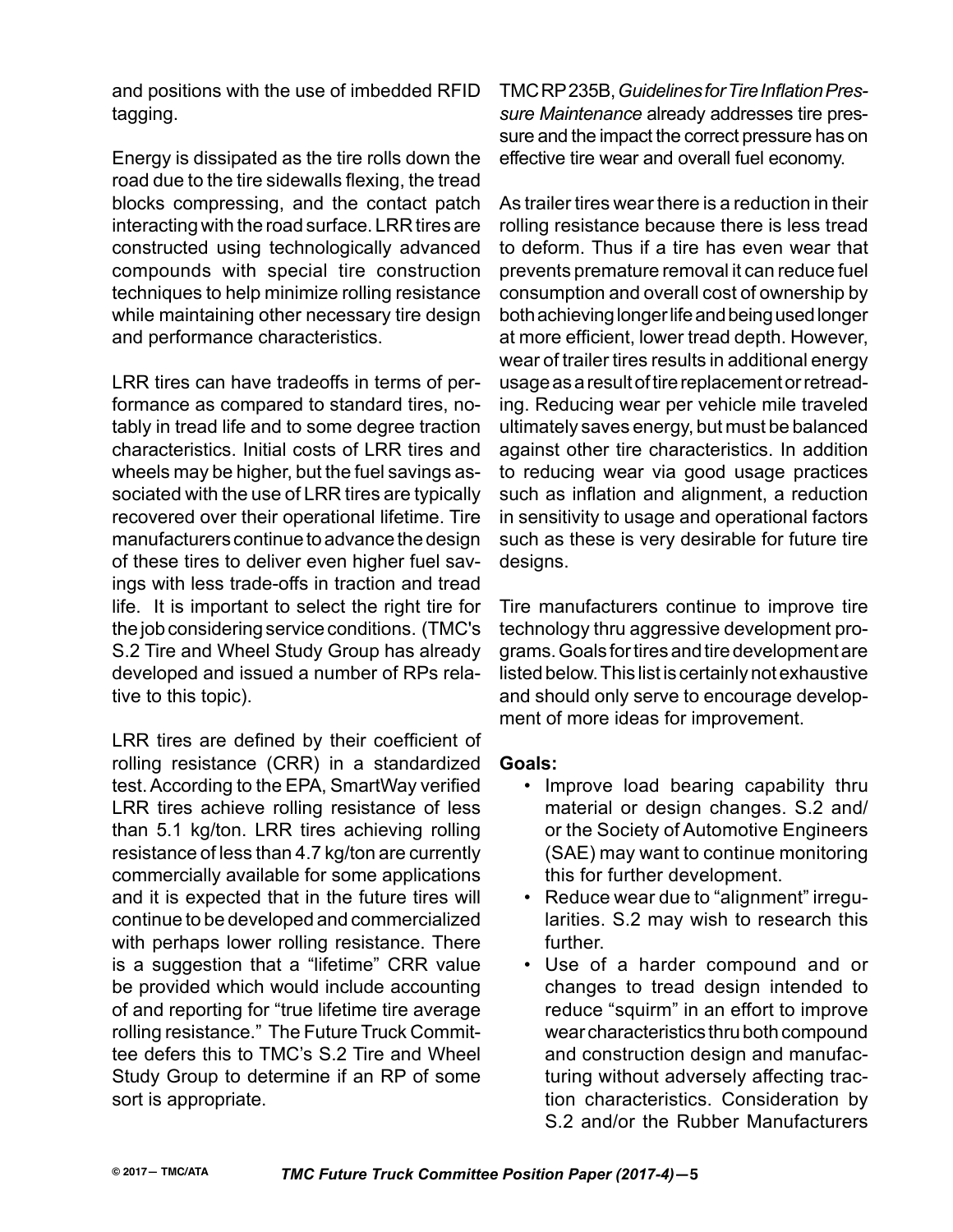and positions with the use of imbedded RFID tagging.

Energy is dissipated as the tire rolls down the road due to the tire sidewalls flexing, the tread blocks compressing, and the contact patch interacting with the road surface. LRR tires are constructed using technologically advanced compounds with special tire construction techniques to help minimize rolling resistance while maintaining other necessary tire design and performance characteristics.

LRR tires can have tradeoffs in terms of performance as compared to standard tires, notably in tread life and to some degree traction characteristics. Initial costs of LRR tires and wheels may be higher, but the fuel savings associated with the use of LRR tires are typically recovered over their operational lifetime. Tire manufacturers continue to advance the design of these tires to deliver even higher fuel savings with less trade-offs in traction and tread life. It is important to select the right tire for the job considering service conditions. (TMC's S.2 Tire and Wheel Study Group has already developed and issued a number of RPs relative to this topic).

LRR tires are defined by their coefficient of rolling resistance (CRR) in a standardized test. According to the EPA, SmartWay verified LRR tires achieve rolling resistance of less than 5.1 kg/ton. LRR tires achieving rolling resistance of less than 4.7 kg/ton are currently commercially available for some applications and it is expected that in the future tires will continue to be developed and commercialized with perhaps lower rolling resistance. There is a suggestion that a "lifetime" CRR value be provided which would include accounting of and reporting for "true lifetime tire average rolling resistance." The Future Truck Committee defers this to TMC's S.2 Tire and Wheel Study Group to determine if an RP of some sort is appropriate.

TMC RP 235B, *Guidelines for Tire Inflation Pressure Maintenance* already addresses tire pressure and the impact the correct pressure has on effective tire wear and overall fuel economy.

As trailer tires wear there is a reduction in their rolling resistance because there is less tread to deform. Thus if a tire has even wear that prevents premature removal it can reduce fuel consumption and overall cost of ownership by both achieving longer life and being used longer at more efficient, lower tread depth. However, wear of trailer tires results in additional energy usage as a result of tire replacement or retreading. Reducing wear per vehicle mile traveled ultimately saves energy, but must be balanced against other tire characteristics. In addition to reducing wear via good usage practices such as inflation and alignment, a reduction in sensitivity to usage and operational factors such as these is very desirable for future tire designs.

Tire manufacturers continue to improve tire technology thru aggressive development programs. Goals for tires and tire development are listed below. This list is certainly not exhaustive and should only serve to encourage development of more ideas for improvement.

**Goals:**

- Improve load bearing capability thru material or design changes. S.2 and/or the Society of Automotive Engineers (SAE) may want to continue monitoring this for further development.
- Reduce wear due to "alignment" irregularities. S.2 may wish to research this further.
- Use of a harder compound and or changes to tread design intended to reduce "squirm" in an effort to improve wear characteristics thru both compound and construction design and manufacturing without adversely affecting traction characteristics. Consideration by S.2 and/or the Rubber Manufacturers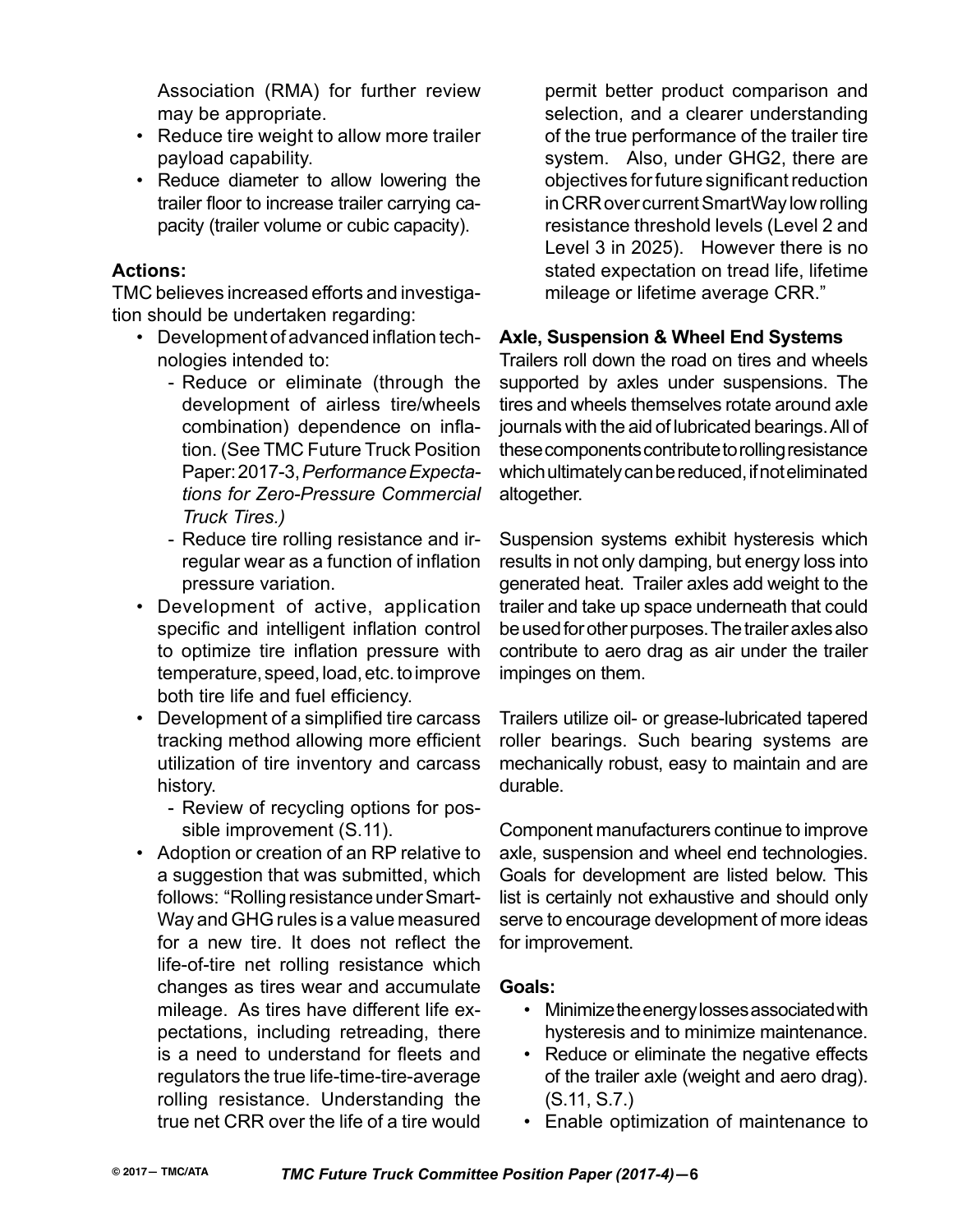Association (RMA) for further review may be appropriate.
- Reduce tire weight to allow more trailer payload capability.
- Reduce diameter to allow lowering the trailer floor to increase trailer carrying capacity (trailer volume or cubic capacity).

**Actions:**

TMC believes increased efforts and investigation should be undertaken regarding:

- Development of advanced inflation technologies intended to:
  - Reduce or eliminate (through the development of airless tire/wheels combination) dependence on inflation. (See TMC Future Truck Position Paper: 2017-3, *Performance Expectations for Zero-Pressure Commercial Truck Tires.)*
  - Reduce tire rolling resistance and irregular wear as a function of inflation pressure variation.
- Development of active, application specific and intelligent inflation control to optimize tire inflation pressure with temperature, speed, load, etc. to improve both tire life and fuel efficiency.
- Development of a simplified tire carcass tracking method allowing more efficient utilization of tire inventory and carcass history.
  - Review of recycling options for possible improvement (S.11).
- Adoption or creation of an RP relative to a suggestion that was submitted, which follows: "Rolling resistance under SmartWay and GHG rules is a value measured for a new tire. It does not reflect the life-of-tire net rolling resistance which changes as tires wear and accumulate mileage. As tires have different life expectations, including retreading, there is a need to understand for fleets and regulators the true life-time-tire-average rolling resistance. Understanding the true net CRR over the life of a tire would permit better product comparison and selection, and a clearer understanding of the true performance of the trailer tire system. Also, under GHG2, there are objectives for future significant reduction in CRR over current SmartWay low rolling resistance threshold levels (Level 2 and Level 3 in 2025). However there is no stated expectation on tread life, lifetime mileage or lifetime average CRR."

**Axle, Suspension & Wheel End Systems**

Trailers roll down the road on tires and wheels supported by axles under suspensions. The tires and wheels themselves rotate around axle journals with the aid of lubricated bearings. All of these components contribute to rolling resistance which ultimately can be reduced, if not eliminated altogether.

Suspension systems exhibit hysteresis which results in not only damping, but energy loss into generated heat. Trailer axles add weight to the trailer and take up space underneath that could be used for other purposes. The trailer axles also contribute to aero drag as air under the trailer impinges on them.

Trailers utilize oil- or grease-lubricated tapered roller bearings. Such bearing systems are mechanically robust, easy to maintain and are durable.

Component manufacturers continue to improve axle, suspension and wheel end technologies. Goals for development are listed below. This list is certainly not exhaustive and should only serve to encourage development of more ideas for improvement.

**Goals:**

- Minimize the energy losses associated with hysteresis and to minimize maintenance.
- Reduce or eliminate the negative effects of the trailer axle (weight and aero drag). (S.11, S.7.)
- Enable optimization of maintenance to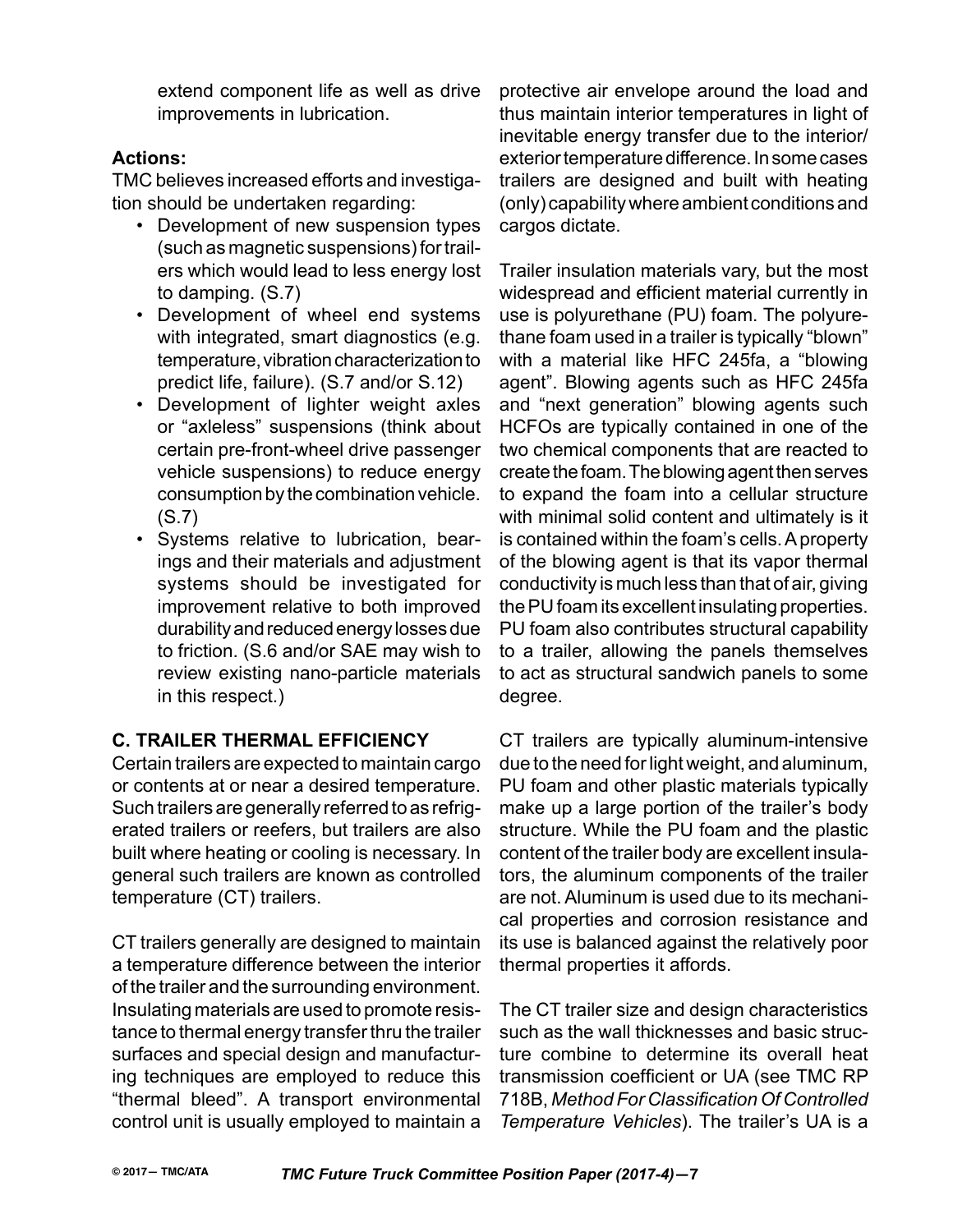extend component life as well as drive improvements in lubrication.

**Actions:**

TMC believes increased efforts and investigation should be undertaken regarding:

- Development of new suspension types (such as magnetic suspensions) for trailers which would lead to less energy lost to damping. (S.7)
- Development of wheel end systems with integrated, smart diagnostics (e.g. temperature, vibration characterization to predict life, failure). (S.7 and/or S.12)
- Development of lighter weight axles or "axleless" suspensions (think about certain pre-front-wheel drive passenger vehicle suspensions) to reduce energy consumption by the combination vehicle. (S.7)
- Systems relative to lubrication, bearings and their materials and adjustment systems should be investigated for improvement relative to both improved durability and reduced energy losses due to friction. (S.6 and/or SAE may wish to review existing nano-particle materials in this respect.)

## C. TRAILER THERMAL EFFICIENCY

Certain trailers are expected to maintain cargo or contents at or near a desired temperature. Such trailers are generally referred to as refrigerated trailers or reefers, but trailers are also built where heating or cooling is necessary. In general such trailers are known as controlled temperature (CT) trailers.

CT trailers generally are designed to maintain a temperature difference between the interior of the trailer and the surrounding environment. Insulating materials are used to promote resistance to thermal energy transfer thru the trailer surfaces and special design and manufacturing techniques are employed to reduce this "thermal bleed". A transport environmental control unit is usually employed to maintain a protective air envelope around the load and thus maintain interior temperatures in light of inevitable energy transfer due to the interior/exterior temperature difference. In some cases trailers are designed and built with heating (only) capability where ambient conditions and cargos dictate.

Trailer insulation materials vary, but the most widespread and efficient material currently in use is polyurethane (PU) foam. The polyurethane foam used in a trailer is typically "blown" with a material like HFC 245fa, a "blowing agent". Blowing agents such as HFC 245fa and "next generation" blowing agents such HCFOs are typically contained in one of the two chemical components that are reacted to create the foam. The blowing agent then serves to expand the foam into a cellular structure with minimal solid content and ultimately is it is contained within the foam's cells. A property of the blowing agent is that its vapor thermal conductivity is much less than that of air, giving the PU foam its excellent insulating properties. PU foam also contributes structural capability to a trailer, allowing the panels themselves to act as structural sandwich panels to some degree.

CT trailers are typically aluminum-intensive due to the need for light weight, and aluminum, PU foam and other plastic materials typically make up a large portion of the trailer's body structure. While the PU foam and the plastic content of the trailer body are excellent insulators, the aluminum components of the trailer are not. Aluminum is used due to its mechanical properties and corrosion resistance and its use is balanced against the relatively poor thermal properties it affords.

The CT trailer size and design characteristics such as the wall thicknesses and basic structure combine to determine its overall heat transmission coefficient or UA (see TMC RP 718B, *Method For Classification Of Controlled Temperature Vehicles*). The trailer's UA is a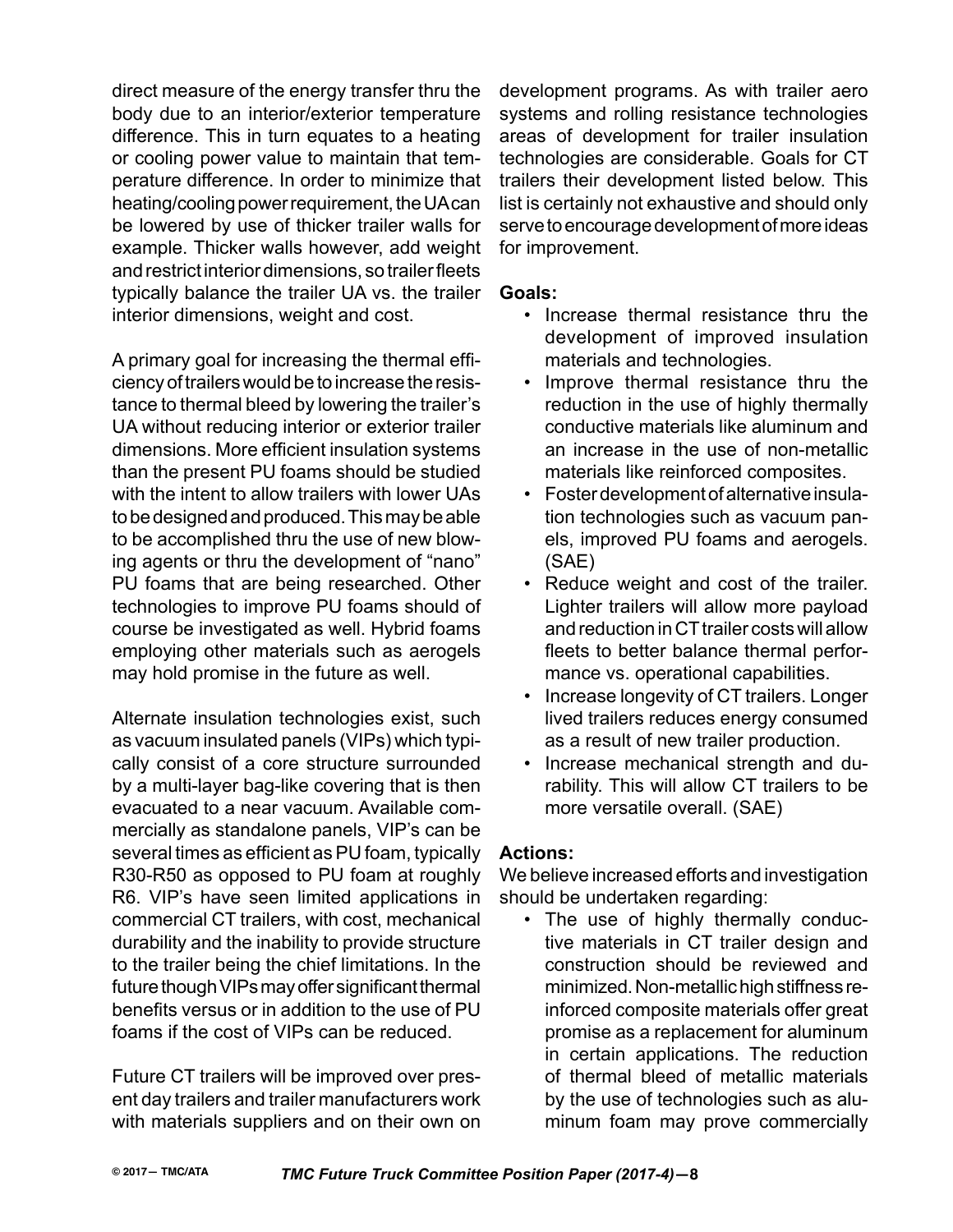direct measure of the energy transfer thru the body due to an interior/exterior temperature difference. This in turn equates to a heating or cooling power value to maintain that temperature difference. In order to minimize that heating/cooling power requirement, the UA can be lowered by use of thicker trailer walls for example. Thicker walls however, add weight and restrict interior dimensions, so trailer fleets typically balance the trailer UA vs. the trailer interior dimensions, weight and cost.

A primary goal for increasing the thermal efficiency of trailers would be to increase the resistance to thermal bleed by lowering the trailer's UA without reducing interior or exterior trailer dimensions. More efficient insulation systems than the present PU foams should be studied with the intent to allow trailers with lower UAs to be designed and produced. This may be able to be accomplished thru the use of new blowing agents or thru the development of "nano" PU foams that are being researched. Other technologies to improve PU foams should of course be investigated as well. Hybrid foams employing other materials such as aerogels may hold promise in the future as well.

Alternate insulation technologies exist, such as vacuum insulated panels (VIPs) which typically consist of a core structure surrounded by a multi-layer bag-like covering that is then evacuated to a near vacuum. Available commercially as standalone panels, VIP's can be several times as efficient as PU foam, typically R30-R50 as opposed to PU foam at roughly R6. VIP's have seen limited applications in commercial CT trailers, with cost, mechanical durability and the inability to provide structure to the trailer being the chief limitations. In the future though VIPs may offer significant thermal benefits versus or in addition to the use of PU foams if the cost of VIPs can be reduced.

Future CT trailers will be improved over present day trailers and trailer manufacturers work with materials suppliers and on their own on development programs. As with trailer aero systems and rolling resistance technologies areas of development for trailer insulation technologies are considerable. Goals for CT trailers their development listed below. This list is certainly not exhaustive and should only serve to encourage development of more ideas for improvement.

**Goals:**

- Increase thermal resistance thru the development of improved insulation materials and technologies.
- Improve thermal resistance thru the reduction in the use of highly thermally conductive materials like aluminum and an increase in the use of non-metallic materials like reinforced composites.
- Foster development of alternative insulation technologies such as vacuum panels, improved PU foams and aerogels. (SAE)
- Reduce weight and cost of the trailer. Lighter trailers will allow more payload and reduction in CT trailer costs will allow fleets to better balance thermal performance vs. operational capabilities.
- Increase longevity of CT trailers. Longer lived trailers reduces energy consumed as a result of new trailer production.
- Increase mechanical strength and durability. This will allow CT trailers to be more versatile overall. (SAE)

**Actions:**

We believe increased efforts and investigation should be undertaken regarding:

- The use of highly thermally conductive materials in CT trailer design and construction should be reviewed and minimized. Non-metallic high stiffness reinforced composite materials offer great promise as a replacement for aluminum in certain applications. The reduction of thermal bleed of metallic materials by the use of technologies such as aluminum foam may prove commercially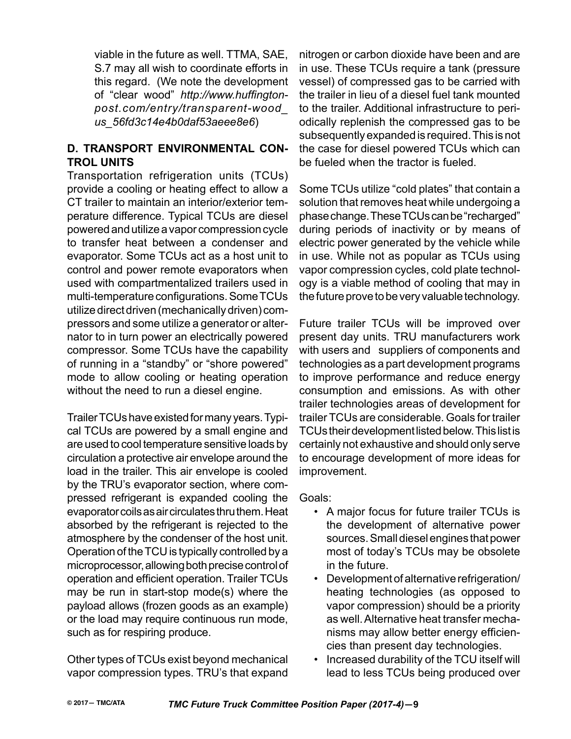viable in the future as well. TTMA, SAE, S.7 may all wish to coordinate efforts in this regard. (We note the development of "clear wood" *http://www.huffingtonpost.com/entry/transparent-wood_us_56fd3c14e4b0daf53aeee8e6*)

## D. TRANSPORT ENVIRONMENTAL CONTROL UNITS

Transportation refrigeration units (TCUs) provide a cooling or heating effect to allow a CT trailer to maintain an interior/exterior temperature difference. Typical TCUs are diesel powered and utilize a vapor compression cycle to transfer heat between a condenser and evaporator. Some TCUs act as a host unit to control and power remote evaporators when used with compartmentalized trailers used in multi-temperature configurations. Some TCUs utilize direct driven (mechanically driven) compressors and some utilize a generator or alternator to in turn power an electrically powered compressor. Some TCUs have the capability of running in a "standby" or "shore powered" mode to allow cooling or heating operation without the need to run a diesel engine.

Trailer TCUs have existed for many years. Typical TCUs are powered by a small engine and are used to cool temperature sensitive loads by circulation a protective air envelope around the load in the trailer. This air envelope is cooled by the TRU's evaporator section, where compressed refrigerant is expanded cooling the evaporator coils as air circulates thru them. Heat absorbed by the refrigerant is rejected to the atmosphere by the condenser of the host unit. Operation of the TCU is typically controlled by a microprocessor, allowing both precise control of operation and efficient operation. Trailer TCUs may be run in start-stop mode(s) where the payload allows (frozen goods as an example) or the load may require continuous run mode, such as for respiring produce.

Other types of TCUs exist beyond mechanical vapor compression types. TRU's that expand nitrogen or carbon dioxide have been and are in use. These TCUs require a tank (pressure vessel) of compressed gas to be carried with the trailer in lieu of a diesel fuel tank mounted to the trailer. Additional infrastructure to periodically replenish the compressed gas to be subsequently expanded is required. This is not the case for diesel powered TCUs which can be fueled when the tractor is fueled.

Some TCUs utilize "cold plates" that contain a solution that removes heat while undergoing a phase change. These TCUs can be "recharged" during periods of inactivity or by means of electric power generated by the vehicle while in use. While not as popular as TCUs using vapor compression cycles, cold plate technology is a viable method of cooling that may in the future prove to be very valuable technology.

Future trailer TCUs will be improved over present day units. TRU manufacturers work with users and suppliers of components and technologies as a part development programs to improve performance and reduce energy consumption and emissions. As with other trailer technologies areas of development for trailer TCUs are considerable. Goals for trailer TCUs their development listed below. This list is certainly not exhaustive and should only serve to encourage development of more ideas for improvement.

Goals:

- A major focus for future trailer TCUs is the development of alternative power sources. Small diesel engines that power most of today's TCUs may be obsolete in the future.
- Development of alternative refrigeration/heating technologies (as opposed to vapor compression) should be a priority as well. Alternative heat transfer mechanisms may allow better energy efficiencies than present day technologies.
- Increased durability of the TCU itself will lead to less TCUs being produced over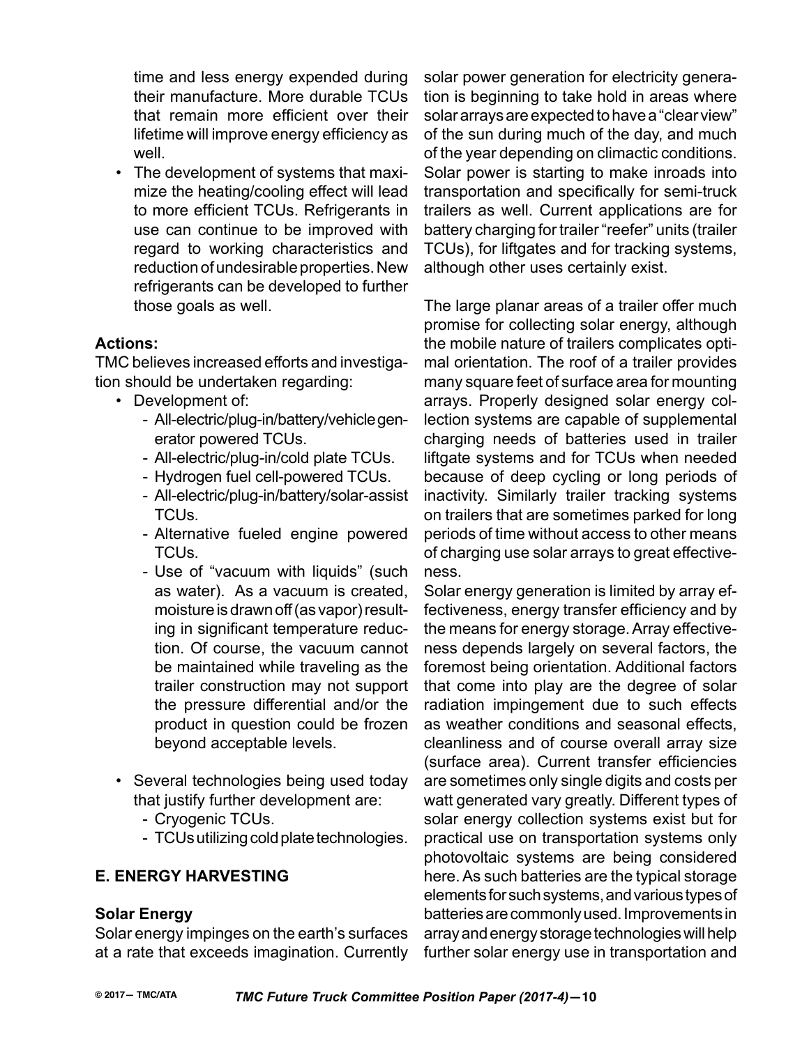time and less energy expended during their manufacture. More durable TCUs that remain more efficient over their lifetime will improve energy efficiency as well.

- The development of systems that maximize the heating/cooling effect will lead to more efficient TCUs. Refrigerants in use can continue to be improved with regard to working characteristics and reduction of undesirable properties. New refrigerants can be developed to further those goals as well.

**Actions:**

TMC believes increased efforts and investigation should be undertaken regarding:

- Development of:
  - All-electric/plug-in/battery/vehicle generator powered TCUs.
  - All-electric/plug-in/cold plate TCUs.
  - Hydrogen fuel cell-powered TCUs.
  - All-electric/plug-in/battery/solar-assist TCUs.
  - Alternative fueled engine powered TCUs.
  - Use of "vacuum with liquids" (such as water). As a vacuum is created, moisture is drawn off (as vapor) resulting in significant temperature reduction. Of course, the vacuum cannot be maintained while traveling as the trailer construction may not support the pressure differential and/or the product in question could be frozen beyond acceptable levels.

- Several technologies being used today that justify further development are:
  - Cryogenic TCUs.
  - TCUs utilizing cold plate technologies.

## E. ENERGY HARVESTING

### Solar Energy

Solar energy impinges on the earth's surfaces at a rate that exceeds imagination. Currently solar power generation for electricity generation is beginning to take hold in areas where solar arrays are expected to have a "clear view" of the sun during much of the day, and much of the year depending on climactic conditions. Solar power is starting to make inroads into transportation and specifically for semi-truck trailers as well. Current applications are for battery charging for trailer "reefer" units (trailer TCUs), for liftgates and for tracking systems, although other uses certainly exist.

The large planar areas of a trailer offer much promise for collecting solar energy, although the mobile nature of trailers complicates optimal orientation. The roof of a trailer provides many square feet of surface area for mounting arrays. Properly designed solar energy collection systems are capable of supplemental charging needs of batteries used in trailer liftgate systems and for TCUs when needed because of deep cycling or long periods of inactivity. Similarly trailer tracking systems on trailers that are sometimes parked for long periods of time without access to other means of charging use solar arrays to great effectiveness.

Solar energy generation is limited by array effectiveness, energy transfer efficiency and by the means for energy storage. Array effectiveness depends largely on several factors, the foremost being orientation. Additional factors that come into play are the degree of solar radiation impingement due to such effects as weather conditions and seasonal effects, cleanliness and of course overall array size (surface area). Current transfer efficiencies are sometimes only single digits and costs per watt generated vary greatly. Different types of solar energy collection systems exist but for practical use on transportation systems only photovoltaic systems are being considered here. As such batteries are the typical storage elements for such systems, and various types of batteries are commonly used. Improvements in array and energy storage technologies will help further solar energy use in transportation and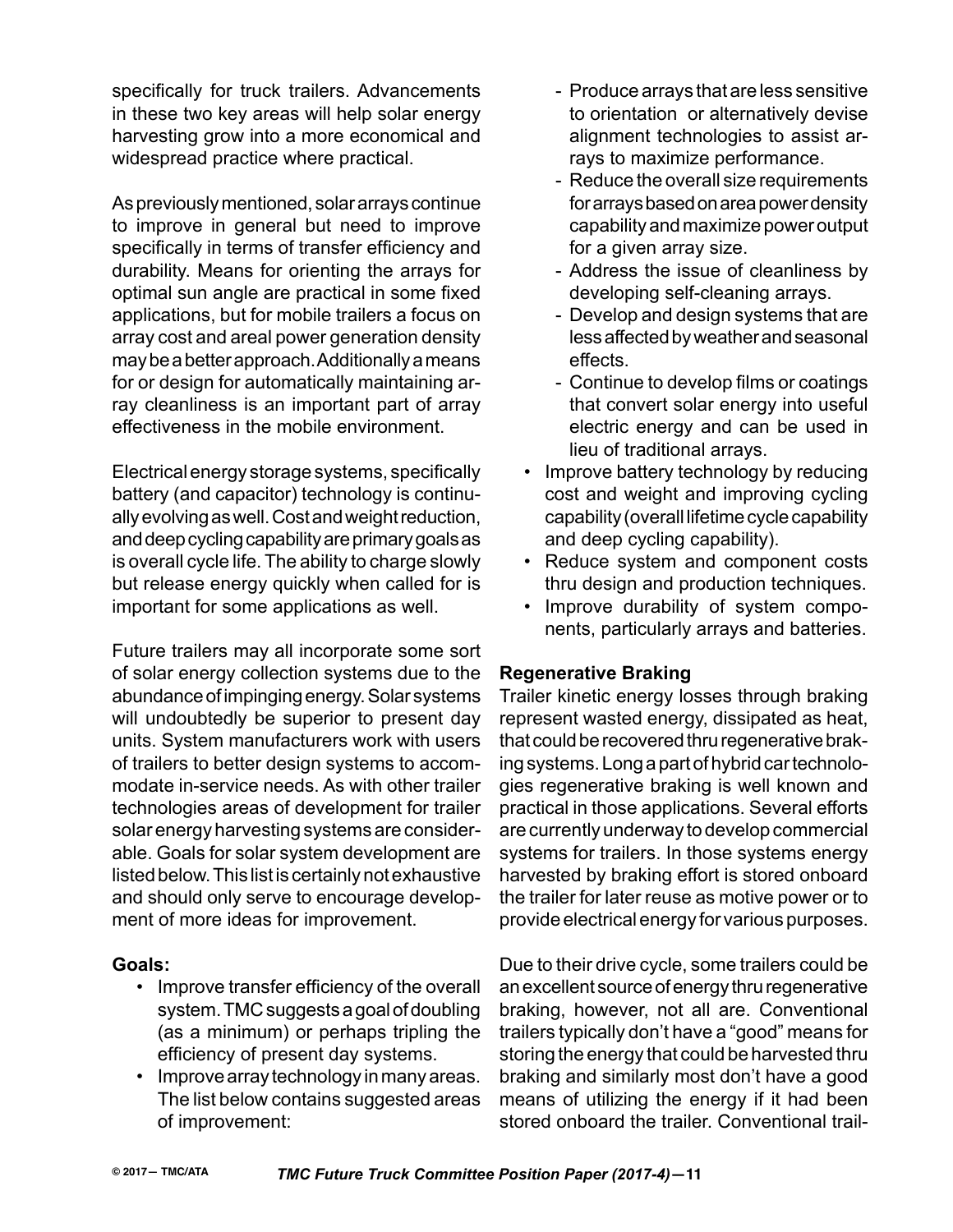specifically for truck trailers. Advancements in these two key areas will help solar energy harvesting grow into a more economical and widespread practice where practical.

As previously mentioned, solar arrays continue to improve in general but need to improve specifically in terms of transfer efficiency and durability. Means for orienting the arrays for optimal sun angle are practical in some fixed applications, but for mobile trailers a focus on array cost and areal power generation density may be a better approach. Additionally a means for or design for automatically maintaining array cleanliness is an important part of array effectiveness in the mobile environment.

Electrical energy storage systems, specifically battery (and capacitor) technology is continually evolving as well. Cost and weight reduction, and deep cycling capability are primary goals as is overall cycle life. The ability to charge slowly but release energy quickly when called for is important for some applications as well.

Future trailers may all incorporate some sort of solar energy collection systems due to the abundance of impinging energy. Solar systems will undoubtedly be superior to present day units. System manufacturers work with users of trailers to better design systems to accommodate in-service needs. As with other trailer technologies areas of development for trailer solar energy harvesting systems are considerable. Goals for solar system development are listed below. This list is certainly not exhaustive and should only serve to encourage development of more ideas for improvement.

**Goals:**

- Improve transfer efficiency of the overall system. TMC suggests a goal of doubling (as a minimum) or perhaps tripling the efficiency of present day systems.
- Improve array technology in many areas. The list below contains suggested areas of improvement:
  - Produce arrays that are less sensitive to orientation or alternatively devise alignment technologies to assist arrays to maximize performance.
  - Reduce the overall size requirements for arrays based on area power density capability and maximize power output for a given array size.
  - Address the issue of cleanliness by developing self-cleaning arrays.
  - Develop and design systems that are less affected by weather and seasonal effects.
  - Continue to develop films or coatings that convert solar energy into useful electric energy and can be used in lieu of traditional arrays.
- Improve battery technology by reducing cost and weight and improving cycling capability (overall lifetime cycle capability and deep cycling capability).
- Reduce system and component costs thru design and production techniques.
- Improve durability of system components, particularly arrays and batteries.

**Regenerative Braking**

Trailer kinetic energy losses through braking represent wasted energy, dissipated as heat, that could be recovered thru regenerative braking systems. Long a part of hybrid car technologies regenerative braking is well known and practical in those applications. Several efforts are currently underway to develop commercial systems for trailers. In those systems energy harvested by braking effort is stored onboard the trailer for later reuse as motive power or to provide electrical energy for various purposes.

Due to their drive cycle, some trailers could be an excellent source of energy thru regenerative braking, however, not all are. Conventional trailers typically don't have a "good" means for storing the energy that could be harvested thru braking and similarly most don't have a good means of utilizing the energy if it had been stored onboard the trailer. Conventional trail-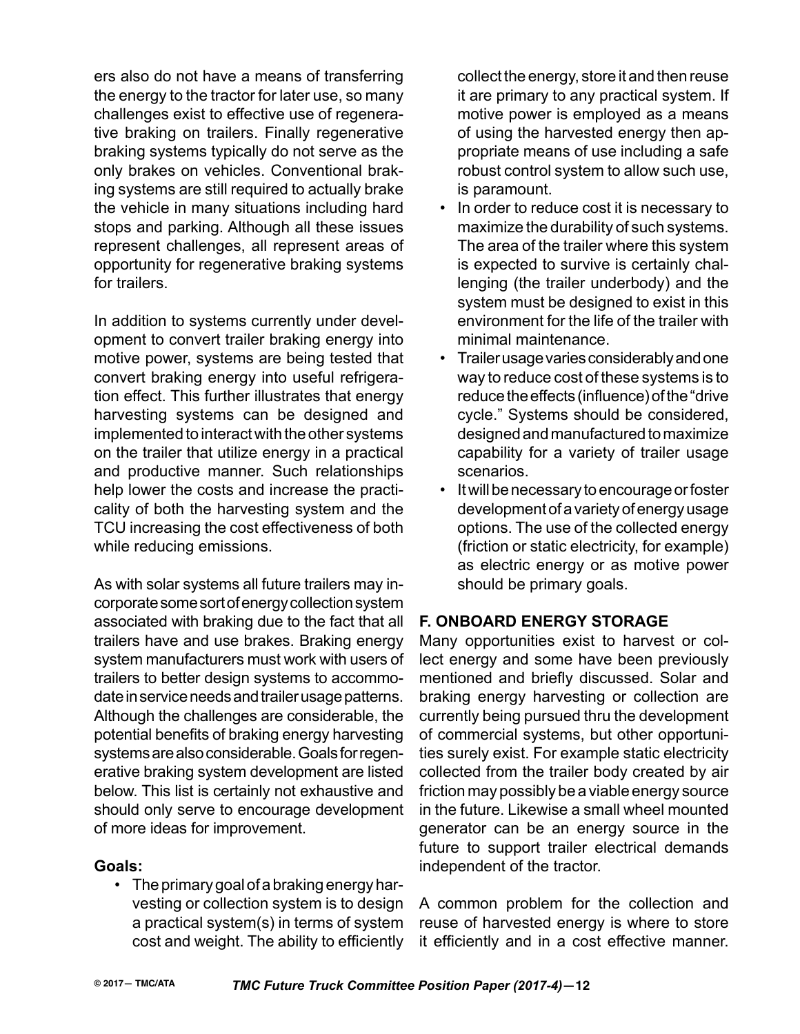ers also do not have a means of transferring the energy to the tractor for later use, so many challenges exist to effective use of regenerative braking on trailers. Finally regenerative braking systems typically do not serve as the only brakes on vehicles. Conventional braking systems are still required to actually brake the vehicle in many situations including hard stops and parking. Although all these issues represent challenges, all represent areas of opportunity for regenerative braking systems for trailers.

In addition to systems currently under development to convert trailer braking energy into motive power, systems are being tested that convert braking energy into useful refrigeration effect. This further illustrates that energy harvesting systems can be designed and implemented to interact with the other systems on the trailer that utilize energy in a practical and productive manner. Such relationships help lower the costs and increase the practicality of both the harvesting system and the TCU increasing the cost effectiveness of both while reducing emissions.

As with solar systems all future trailers may incorporate some sort of energy collection system associated with braking due to the fact that all trailers have and use brakes. Braking energy system manufacturers must work with users of trailers to better design systems to accommodate in service needs and trailer usage patterns. Although the challenges are considerable, the potential benefits of braking energy harvesting systems are also considerable. Goals for regenerative braking system development are listed below. This list is certainly not exhaustive and should only serve to encourage development of more ideas for improvement.

**Goals:**

- The primary goal of a braking energy harvesting or collection system is to design a practical system(s) in terms of system cost and weight. The ability to efficiently collect the energy, store it and then reuse it are primary to any practical system. If motive power is employed as a means of using the harvested energy then appropriate means of use including a safe robust control system to allow such use, is paramount.
- In order to reduce cost it is necessary to maximize the durability of such systems. The area of the trailer where this system is expected to survive is certainly challenging (the trailer underbody) and the system must be designed to exist in this environment for the life of the trailer with minimal maintenance.
- Trailer usage varies considerably and one way to reduce cost of these systems is to reduce the effects (influence) of the "drive cycle." Systems should be considered, designed and manufactured to maximize capability for a variety of trailer usage scenarios.
- It will be necessary to encourage or foster development of a variety of energy usage options. The use of the collected energy (friction or static electricity, for example) as electric energy or as motive power should be primary goals.

## F. ONBOARD ENERGY STORAGE

Many opportunities exist to harvest or collect energy and some have been previously mentioned and briefly discussed. Solar and braking energy harvesting or collection are currently being pursued thru the development of commercial systems, but other opportunities surely exist. For example static electricity collected from the trailer body created by air friction may possibly be a viable energy source in the future. Likewise a small wheel mounted generator can be an energy source in the future to support trailer electrical demands independent of the tractor.

A common problem for the collection and reuse of harvested energy is where to store it efficiently and in a cost effective manner.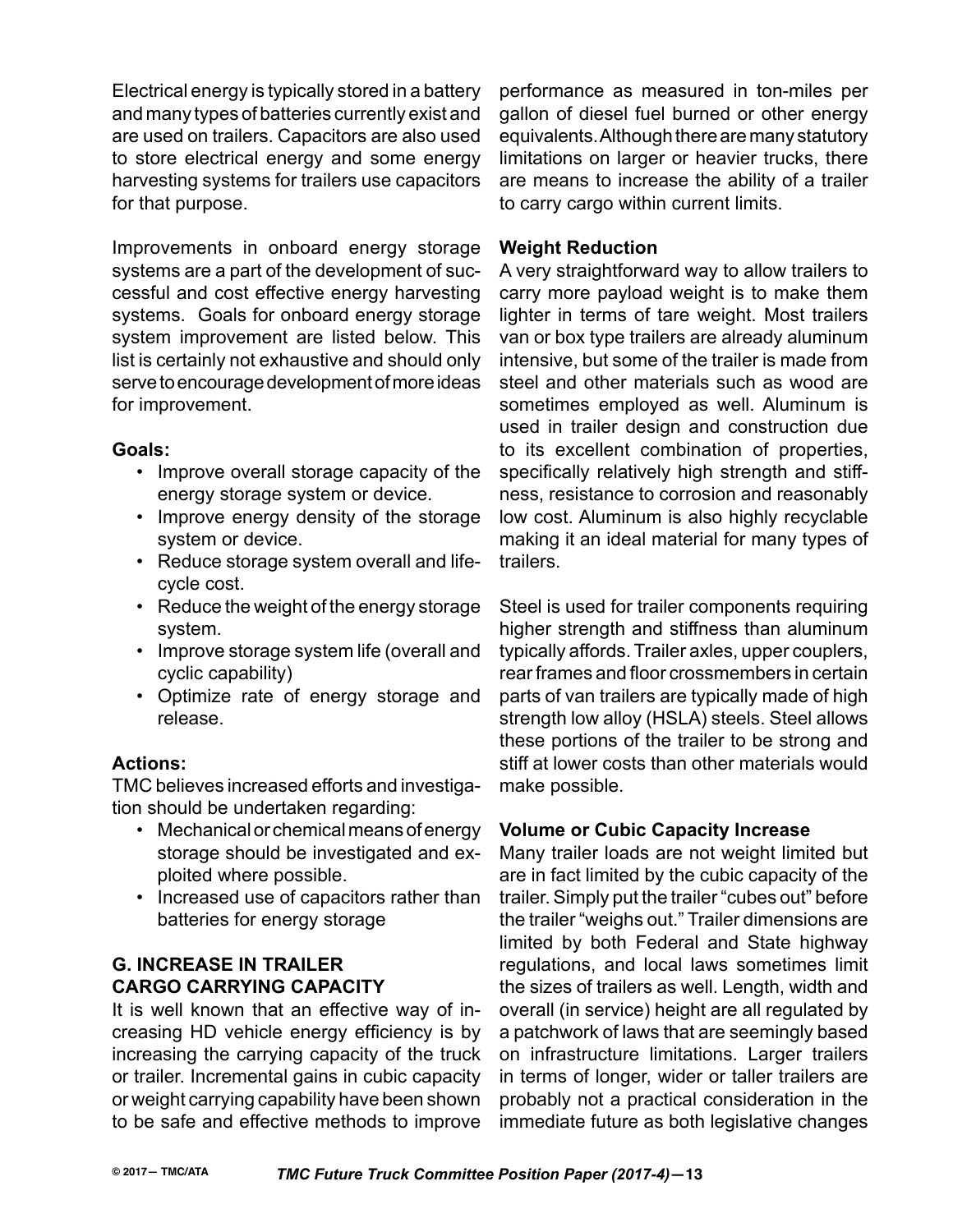Electrical energy is typically stored in a battery and many types of batteries currently exist and are used on trailers. Capacitors are also used to store electrical energy and some energy harvesting systems for trailers use capacitors for that purpose.

Improvements in onboard energy storage systems are a part of the development of successful and cost effective energy harvesting systems. Goals for onboard energy storage system improvement are listed below. This list is certainly not exhaustive and should only serve to encourage development of more ideas for improvement.

**Goals:**

- Improve overall storage capacity of the energy storage system or device.
- Improve energy density of the storage system or device.
- Reduce storage system overall and life-cycle cost.
- Reduce the weight of the energy storage system.
- Improve storage system life (overall and cyclic capability)
- Optimize rate of energy storage and release.

**Actions:**

TMC believes increased efforts and investigation should be undertaken regarding:

- Mechanical or chemical means of energy storage should be investigated and exploited where possible.
- Increased use of capacitors rather than batteries for energy storage

## G. INCREASE IN TRAILER CARGO CARRYING CAPACITY

It is well known that an effective way of increasing HD vehicle energy efficiency is by increasing the carrying capacity of the truck or trailer. Incremental gains in cubic capacity or weight carrying capability have been shown to be safe and effective methods to improve performance as measured in ton-miles per gallon of diesel fuel burned or other energy equivalents. Although there are many statutory limitations on larger or heavier trucks, there are means to increase the ability of a trailer to carry cargo within current limits.

**Weight Reduction**

A very straightforward way to allow trailers to carry more payload weight is to make them lighter in terms of tare weight. Most trailers van or box type trailers are already aluminum intensive, but some of the trailer is made from steel and other materials such as wood are sometimes employed as well. Aluminum is used in trailer design and construction due to its excellent combination of properties, specifically relatively high strength and stiffness, resistance to corrosion and reasonably low cost. Aluminum is also highly recyclable making it an ideal material for many types of trailers.

Steel is used for trailer components requiring higher strength and stiffness than aluminum typically affords. Trailer axles, upper couplers, rear frames and floor crossmembers in certain parts of van trailers are typically made of high strength low alloy (HSLA) steels. Steel allows these portions of the trailer to be strong and stiff at lower costs than other materials would make possible.

**Volume or Cubic Capacity Increase**

Many trailer loads are not weight limited but are in fact limited by the cubic capacity of the trailer. Simply put the trailer "cubes out" before the trailer "weighs out." Trailer dimensions are limited by both Federal and State highway regulations, and local laws sometimes limit the sizes of trailers as well. Length, width and overall (in service) height are all regulated by a patchwork of laws that are seemingly based on infrastructure limitations. Larger trailers in terms of longer, wider or taller trailers are probably not a practical consideration in the immediate future as both legislative changes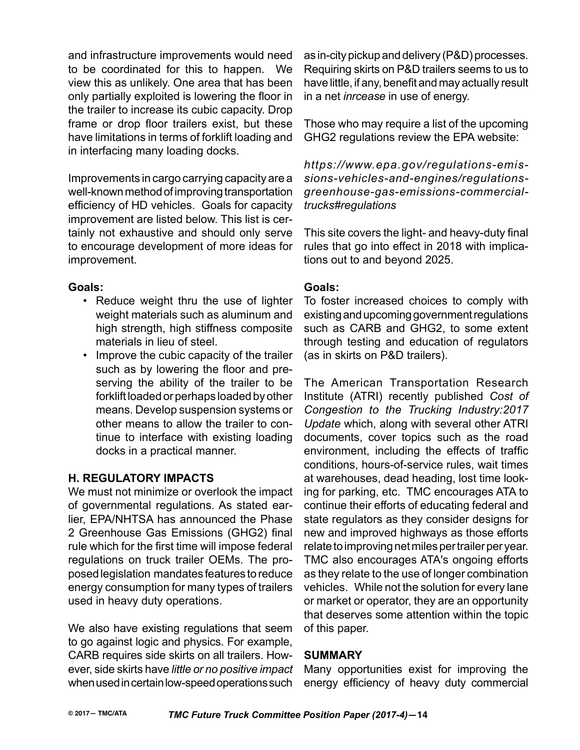and infrastructure improvements would need to be coordinated for this to happen. We view this as unlikely. One area that has been only partially exploited is lowering the floor in the trailer to increase its cubic capacity. Drop frame or drop floor trailers exist, but these have limitations in terms of forklift loading and in interfacing many loading docks.

Improvements in cargo carrying capacity are a well-known method of improving transportation efficiency of HD vehicles. Goals for capacity improvement are listed below. This list is certainly not exhaustive and should only serve to encourage development of more ideas for improvement.

**Goals:**

- Reduce weight thru the use of lighter weight materials such as aluminum and high strength, high stiffness composite materials in lieu of steel.
- Improve the cubic capacity of the trailer such as by lowering the floor and preserving the ability of the trailer to be forklift loaded or perhaps loaded by other means. Develop suspension systems or other means to allow the trailer to continue to interface with existing loading docks in a practical manner.

## H. REGULATORY IMPACTS

We must not minimize or overlook the impact of governmental regulations. As stated earlier, EPA/NHTSA has announced the Phase 2 Greenhouse Gas Emissions (GHG2) final rule which for the first time will impose federal regulations on truck trailer OEMs. The proposed legislation mandates features to reduce energy consumption for many types of trailers used in heavy duty operations.

We also have existing regulations that seem to go against logic and physics. For example, CARB requires side skirts on all trailers. However, side skirts have *little or no positive impact* when used in certain low-speed operations such as in-city pickup and delivery (P&D) processes. Requiring skirts on P&D trailers seems to us to have little, if any, benefit and may actually result in a net *inrcease* in use of energy.

Those who may require a list of the upcoming GHG2 regulations review the EPA website:

*https://www.epa.gov/regulations-emissions-vehicles-and-engines/regulations-greenhouse-gas-emissions-commercial-trucks#regulations*

This site covers the light- and heavy-duty final rules that go into effect in 2018 with implications out to and beyond 2025.

**Goals:**

To foster increased choices to comply with existing and upcoming government regulations such as CARB and GHG2, to some extent through testing and education of regulators (as in skirts on P&D trailers).

The American Transportation Research Institute (ATRI) recently published *Cost of Congestion to the Trucking Industry:2017 Update* which, along with several other ATRI documents, cover topics such as the road environment, including the effects of traffic conditions, hours-of-service rules, wait times at warehouses, dead heading, lost time looking for parking, etc. TMC encourages ATA to continue their efforts of educating federal and state regulators as they consider designs for new and improved highways as those efforts relate to improving net miles per trailer per year. TMC also encourages ATA's ongoing efforts as they relate to the use of longer combination vehicles. While not the solution for every lane or market or operator, they are an opportunity that deserves some attention within the topic of this paper.

## SUMMARY

Many opportunities exist for improving the energy efficiency of heavy duty commercial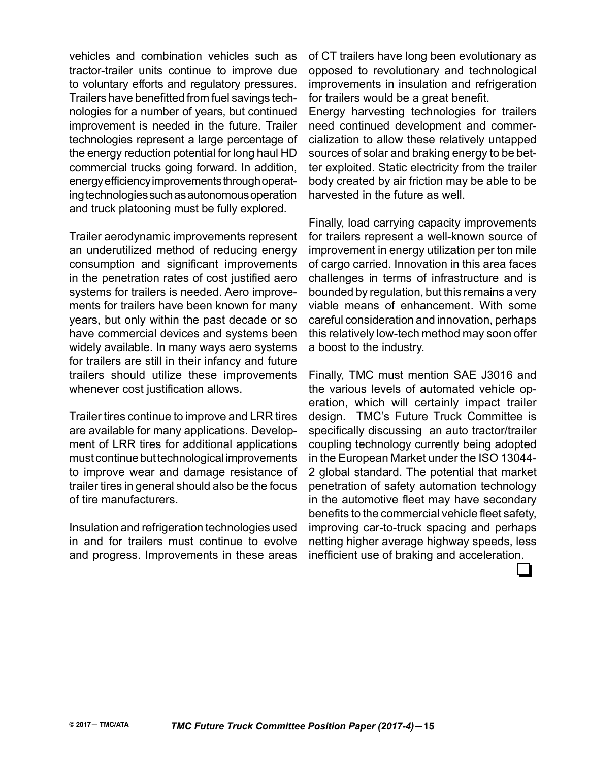vehicles and combination vehicles such as tractor-trailer units continue to improve due to voluntary efforts and regulatory pressures. Trailers have benefitted from fuel savings technologies for a number of years, but continued improvement is needed in the future. Trailer technologies represent a large percentage of the energy reduction potential for long haul HD commercial trucks going forward. In addition, energy efficiency improvements through operating technologies such as autonomous operation and truck platooning must be fully explored.

Trailer aerodynamic improvements represent an underutilized method of reducing energy consumption and significant improvements in the penetration rates of cost justified aero systems for trailers is needed. Aero improvements for trailers have been known for many years, but only within the past decade or so have commercial devices and systems been widely available. In many ways aero systems for trailers are still in their infancy and future trailers should utilize these improvements whenever cost justification allows.

Trailer tires continue to improve and LRR tires are available for many applications. Development of LRR tires for additional applications must continue but technological improvements to improve wear and damage resistance of trailer tires in general should also be the focus of tire manufacturers.

Insulation and refrigeration technologies used in and for trailers must continue to evolve and progress. Improvements in these areas of CT trailers have long been evolutionary as opposed to revolutionary and technological improvements in insulation and refrigeration for trailers would be a great benefit.

Energy harvesting technologies for trailers need continued development and commercialization to allow these relatively untapped sources of solar and braking energy to be better exploited. Static electricity from the trailer body created by air friction may be able to be harvested in the future as well.

Finally, load carrying capacity improvements for trailers represent a well-known source of improvement in energy utilization per ton mile of cargo carried. Innovation in this area faces challenges in terms of infrastructure and is bounded by regulation, but this remains a very viable means of enhancement. With some careful consideration and innovation, perhaps this relatively low-tech method may soon offer a boost to the industry.

Finally, TMC must mention SAE J3016 and the various levels of automated vehicle operation, which will certainly impact trailer design. TMC's Future Truck Committee is specifically discussing an auto tractor/trailer coupling technology currently being adopted in the European Market under the ISO 13044-2 global standard. The potential that market penetration of safety automation technology in the automotive fleet may have secondary benefits to the commercial vehicle fleet safety, improving car-to-truck spacing and perhaps netting higher average highway speeds, less inefficient use of braking and acceleration.